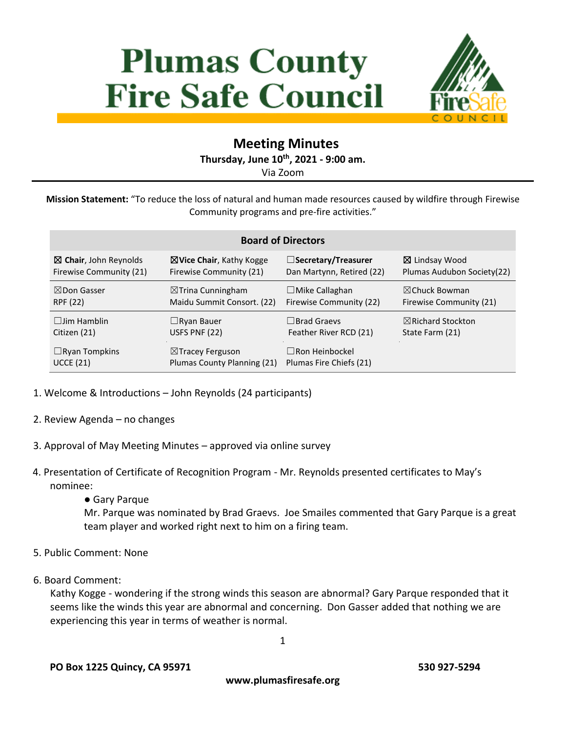# Plumas County Fire Safe Council

## Meeting Minutes

**Thursday, June 10th, 2021 - 9:00 am.**

Via Zoom

**Mission Statement:** "To reduce the loss of natural and human made resources caused by wildfire through Firewise Community programs and pre-fire activities."

| Board of Directors | | | |
|---|---|---|---|
| ☒ **Chair**, John Reynolds<br>Firewise Community (21) | ☒**Vice Chair**, Kathy Kogge<br>Firewise Community (21) | ☐**Secretary/Treasurer**<br>Dan Martynn, Retired (22) | ☒ Lindsay Wood<br>Plumas Audubon Society(22) |
| ☒Don Gasser<br>RPF (22) | ☒Trina Cunningham<br>Maidu Summit Consort. (22) | ☐Mike Callaghan<br>Firewise Community (22) | ☒Chuck Bowman<br>Firewise Community (21) |
| ☐Jim Hamblin<br>Citizen (21) | ☐Ryan Bauer<br>USFS PNF (22) | ☐Brad Graevs<br>Feather River RCD (21) | ☒Richard Stockton<br>State Farm (21) |
| ☐Ryan Tompkins<br>UCCE (21) | ☒Tracey Ferguson<br>Plumas County Planning (21) | ☐Ron Heinbockel<br>Plumas Fire Chiefs (21) | |

1. Welcome & Introductions – John Reynolds (24 participants)

2. Review Agenda – no changes

3. Approval of May Meeting Minutes – approved via online survey

4. Presentation of Certificate of Recognition Program - Mr. Reynolds presented certificates to May's nominee:
   - Gary Parque

     Mr. Parque was nominated by Brad Graevs. Joe Smailes commented that Gary Parque is a great team player and worked right next to him on a firing team.

5. Public Comment: None

6. Board Comment:
   Kathy Kogge - wondering if the strong winds this season are abnormal? Gary Parque responded that it seems like the winds this year are abnormal and concerning. Don Gasser added that nothing we are experiencing this year in terms of weather is normal.

**PO Box 1225 Quincy, CA 95971** **530 927-5294**

**www.plumasfiresafe.org**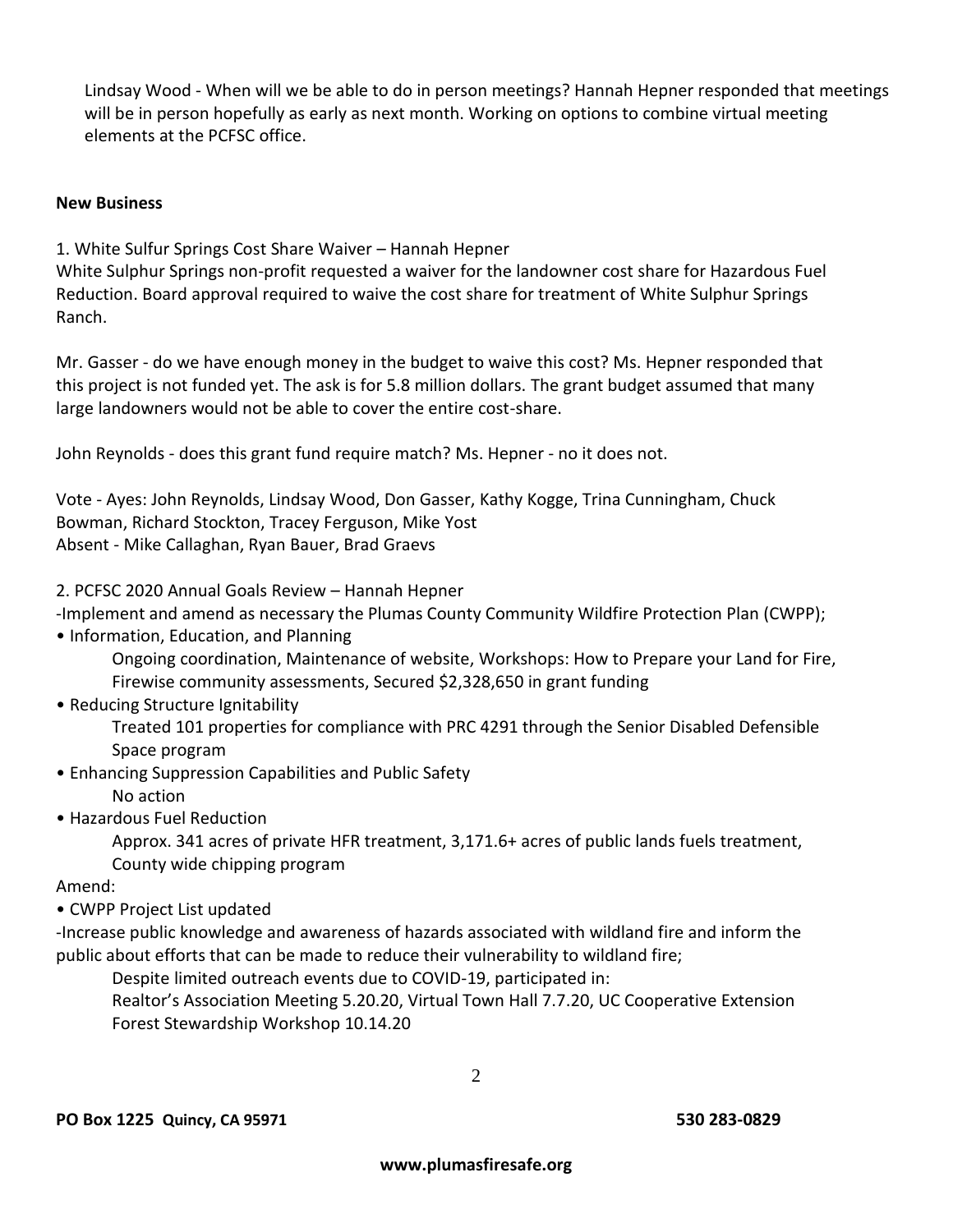Lindsay Wood - When will we be able to do in person meetings? Hannah Hepner responded that meetings will be in person hopefully as early as next month. Working on options to combine virtual meeting elements at the PCFSC office.

**New Business**

1. White Sulfur Springs Cost Share Waiver – Hannah Hepner

White Sulphur Springs non-profit requested a waiver for the landowner cost share for Hazardous Fuel Reduction. Board approval required to waive the cost share for treatment of White Sulphur Springs Ranch.

Mr. Gasser - do we have enough money in the budget to waive this cost? Ms. Hepner responded that this project is not funded yet. The ask is for 5.8 million dollars. The grant budget assumed that many large landowners would not be able to cover the entire cost-share.

John Reynolds - does this grant fund require match? Ms. Hepner - no it does not.

Vote - Ayes: John Reynolds, Lindsay Wood, Don Gasser, Kathy Kogge, Trina Cunningham, Chuck Bowman, Richard Stockton, Tracey Ferguson, Mike Yost
Absent - Mike Callaghan, Ryan Bauer, Brad Graevs

2. PCFSC 2020 Annual Goals Review – Hannah Hepner

-Implement and amend as necessary the Plumas County Community Wildfire Protection Plan (CWPP);

- Information, Education, and Planning
  - Ongoing coordination, Maintenance of website, Workshops: How to Prepare your Land for Fire, Firewise community assessments, Secured $2,328,650 in grant funding
- Reducing Structure Ignitability
  - Treated 101 properties for compliance with PRC 4291 through the Senior Disabled Defensible Space program
- Enhancing Suppression Capabilities and Public Safety
  - No action
- Hazardous Fuel Reduction
  - Approx. 341 acres of private HFR treatment, 3,171.6+ acres of public lands fuels treatment, County wide chipping program

Amend:

- CWPP Project List updated

-Increase public knowledge and awareness of hazards associated with wildland fire and inform the public about efforts that can be made to reduce their vulnerability to wildland fire;

Despite limited outreach events due to COVID-19, participated in:
Realtor's Association Meeting 5.20.20, Virtual Town Hall 7.7.20, UC Cooperative Extension Forest Stewardship Workshop 10.14.20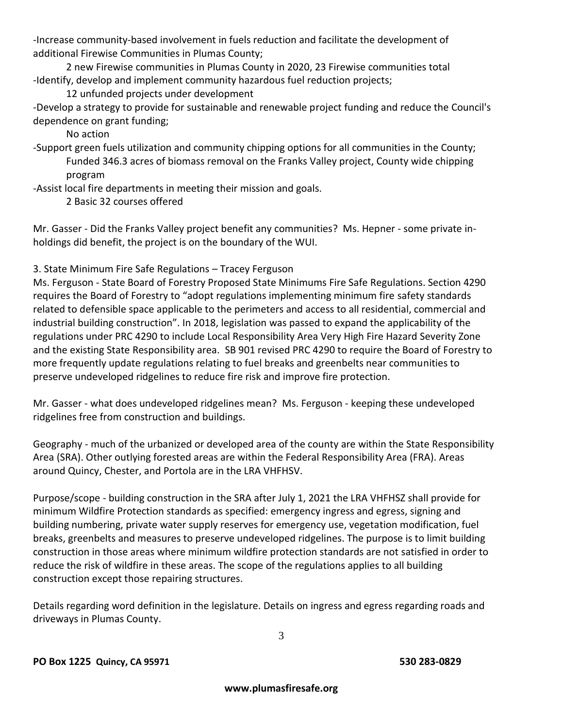-Increase community-based involvement in fuels reduction and facilitate the development of additional Firewise Communities in Plumas County;

    2 new Firewise communities in Plumas County in 2020, 23 Firewise communities total

-Identify, develop and implement community hazardous fuel reduction projects;

    12 unfunded projects under development

-Develop a strategy to provide for sustainable and renewable project funding and reduce the Council's dependence on grant funding;

    No action

-Support green fuels utilization and community chipping options for all communities in the County;

    Funded 346.3 acres of biomass removal on the Franks Valley project, County wide chipping program

-Assist local fire departments in meeting their mission and goals.

    2 Basic 32 courses offered

Mr. Gasser - Did the Franks Valley project benefit any communities? Ms. Hepner - some private in-holdings did benefit, the project is on the boundary of the WUI.

3. State Minimum Fire Safe Regulations – Tracey Ferguson

Ms. Ferguson - State Board of Forestry Proposed State Minimums Fire Safe Regulations. Section 4290 requires the Board of Forestry to "adopt regulations implementing minimum fire safety standards related to defensible space applicable to the perimeters and access to all residential, commercial and industrial building construction". In 2018, legislation was passed to expand the applicability of the regulations under PRC 4290 to include Local Responsibility Area Very High Fire Hazard Severity Zone and the existing State Responsibility area. SB 901 revised PRC 4290 to require the Board of Forestry to more frequently update regulations relating to fuel breaks and greenbelts near communities to preserve undeveloped ridgelines to reduce fire risk and improve fire protection.

Mr. Gasser - what does undeveloped ridgelines mean? Ms. Ferguson - keeping these undeveloped ridgelines free from construction and buildings.

Geography - much of the urbanized or developed area of the county are within the State Responsibility Area (SRA). Other outlying forested areas are within the Federal Responsibility Area (FRA). Areas around Quincy, Chester, and Portola are in the LRA VHFHSV.

Purpose/scope - building construction in the SRA after July 1, 2021 the LRA VHFHSZ shall provide for minimum Wildfire Protection standards as specified: emergency ingress and egress, signing and building numbering, private water supply reserves for emergency use, vegetation modification, fuel breaks, greenbelts and measures to preserve undeveloped ridgelines. The purpose is to limit building construction in those areas where minimum wildfire protection standards are not satisfied in order to reduce the risk of wildfire in these areas. The scope of the regulations applies to all building construction except those repairing structures.

Details regarding word definition in the legislature. Details on ingress and egress regarding roads and driveways in Plumas County.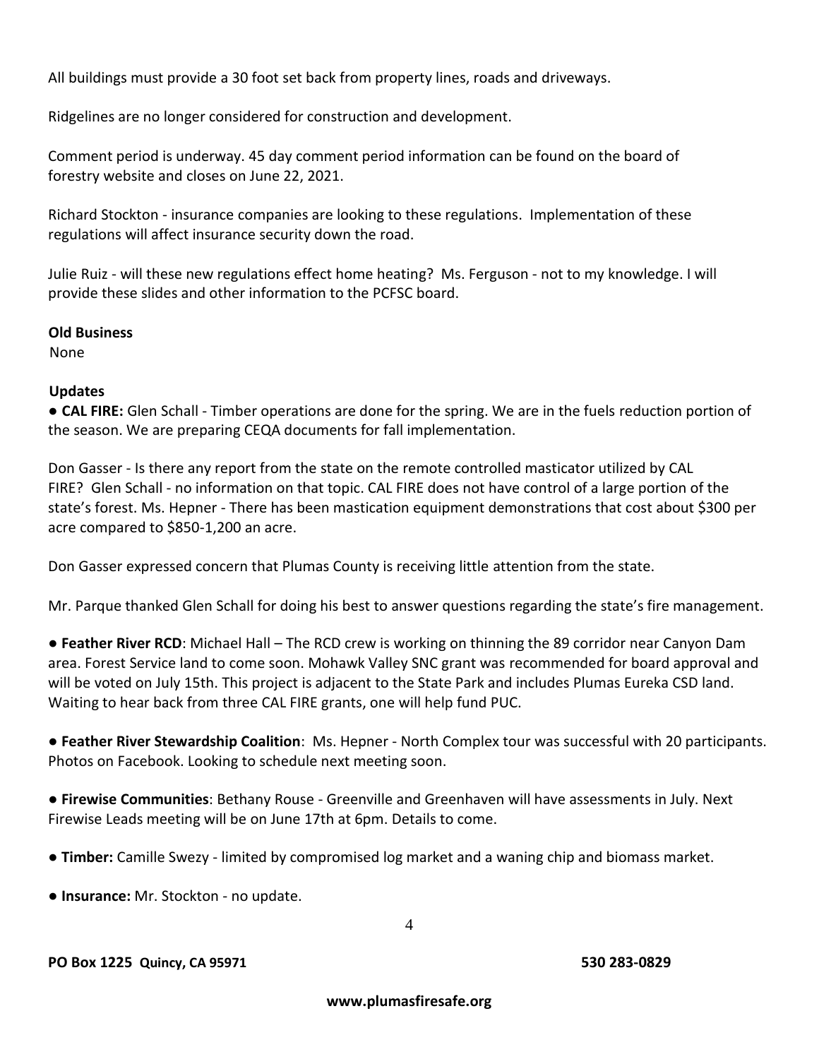All buildings must provide a 30 foot set back from property lines, roads and driveways.

Ridgelines are no longer considered for construction and development.

Comment period is underway. 45 day comment period information can be found on the board of forestry website and closes on June 22, 2021.

Richard Stockton - insurance companies are looking to these regulations. Implementation of these regulations will affect insurance security down the road.

Julie Ruiz - will these new regulations effect home heating? Ms. Ferguson - not to my knowledge. I will provide these slides and other information to the PCFSC board.

**Old Business**

None

**Updates**

● **CAL FIRE:** Glen Schall - Timber operations are done for the spring. We are in the fuels reduction portion of the season. We are preparing CEQA documents for fall implementation.

Don Gasser - Is there any report from the state on the remote controlled masticator utilized by CAL FIRE? Glen Schall - no information on that topic. CAL FIRE does not have control of a large portion of the state's forest. Ms. Hepner - There has been mastication equipment demonstrations that cost about $300 per acre compared to $850-1,200 an acre.

Don Gasser expressed concern that Plumas County is receiving little attention from the state.

Mr. Parque thanked Glen Schall for doing his best to answer questions regarding the state's fire management.

● **Feather River RCD**: Michael Hall – The RCD crew is working on thinning the 89 corridor near Canyon Dam area. Forest Service land to come soon. Mohawk Valley SNC grant was recommended for board approval and will be voted on July 15th. This project is adjacent to the State Park and includes Plumas Eureka CSD land. Waiting to hear back from three CAL FIRE grants, one will help fund PUC.

● **Feather River Stewardship Coalition**: Ms. Hepner - North Complex tour was successful with 20 participants. Photos on Facebook. Looking to schedule next meeting soon.

● **Firewise Communities**: Bethany Rouse - Greenville and Greenhaven will have assessments in July. Next Firewise Leads meeting will be on June 17th at 6pm. Details to come.

● **Timber:** Camille Swezy - limited by compromised log market and a waning chip and biomass market.

● **Insurance:** Mr. Stockton - no update.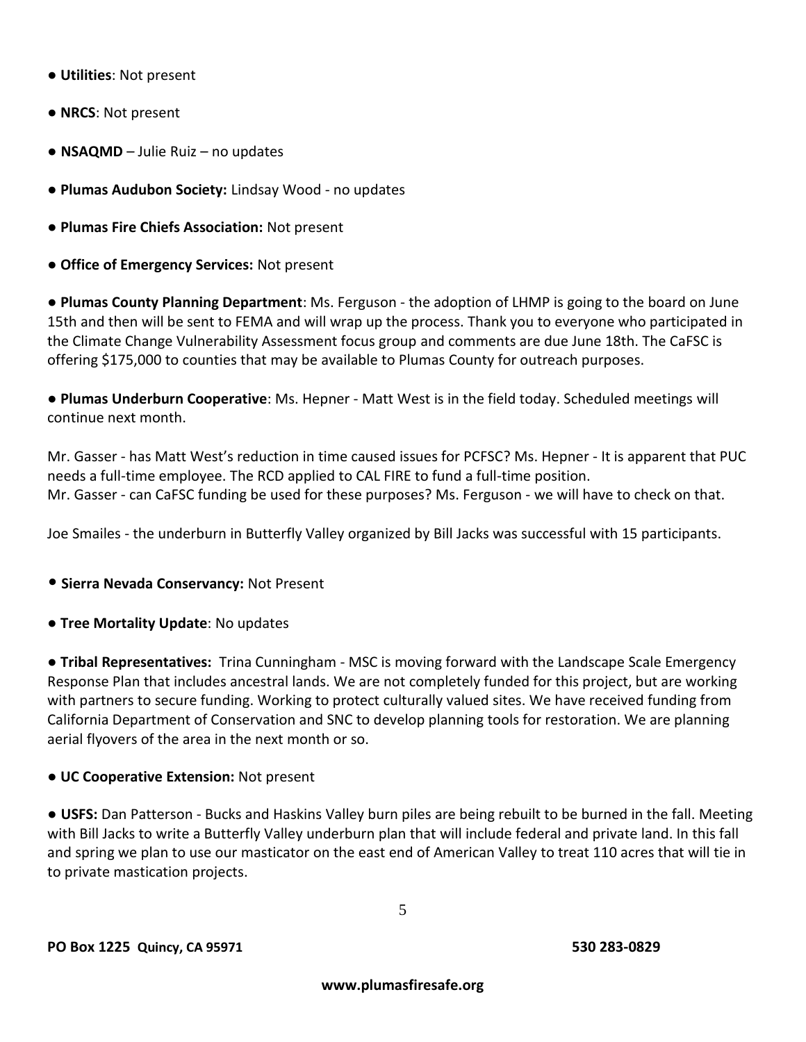- **Utilities**: Not present
- **NRCS**: Not present
- **NSAQMD** – Julie Ruiz – no updates
- **Plumas Audubon Society:** Lindsay Wood - no updates
- **Plumas Fire Chiefs Association:** Not present
- **Office of Emergency Services:** Not present
- **Plumas County Planning Department**: Ms. Ferguson - the adoption of LHMP is going to the board on June 15th and then will be sent to FEMA and will wrap up the process. Thank you to everyone who participated in the Climate Change Vulnerability Assessment focus group and comments are due June 18th. The CaFSC is offering $175,000 to counties that may be available to Plumas County for outreach purposes.
- **Plumas Underburn Cooperative**: Ms. Hepner - Matt West is in the field today. Scheduled meetings will continue next month.

Mr. Gasser - has Matt West's reduction in time caused issues for PCFSC? Ms. Hepner - It is apparent that PUC needs a full-time employee. The RCD applied to CAL FIRE to fund a full-time position.
Mr. Gasser - can CaFSC funding be used for these purposes? Ms. Ferguson - we will have to check on that.

Joe Smailes - the underburn in Butterfly Valley organized by Bill Jacks was successful with 15 participants.

- **Sierra Nevada Conservancy:** Not Present
- **Tree Mortality Update**: No updates
- **Tribal Representatives:** Trina Cunningham - MSC is moving forward with the Landscape Scale Emergency Response Plan that includes ancestral lands. We are not completely funded for this project, but are working with partners to secure funding. Working to protect culturally valued sites. We have received funding from California Department of Conservation and SNC to develop planning tools for restoration. We are planning aerial flyovers of the area in the next month or so.
- **UC Cooperative Extension:** Not present
- **USFS:** Dan Patterson - Bucks and Haskins Valley burn piles are being rebuilt to be burned in the fall. Meeting with Bill Jacks to write a Butterfly Valley underburn plan that will include federal and private land. In this fall and spring we plan to use our masticator on the east end of American Valley to treat 110 acres that will tie in to private mastication projects.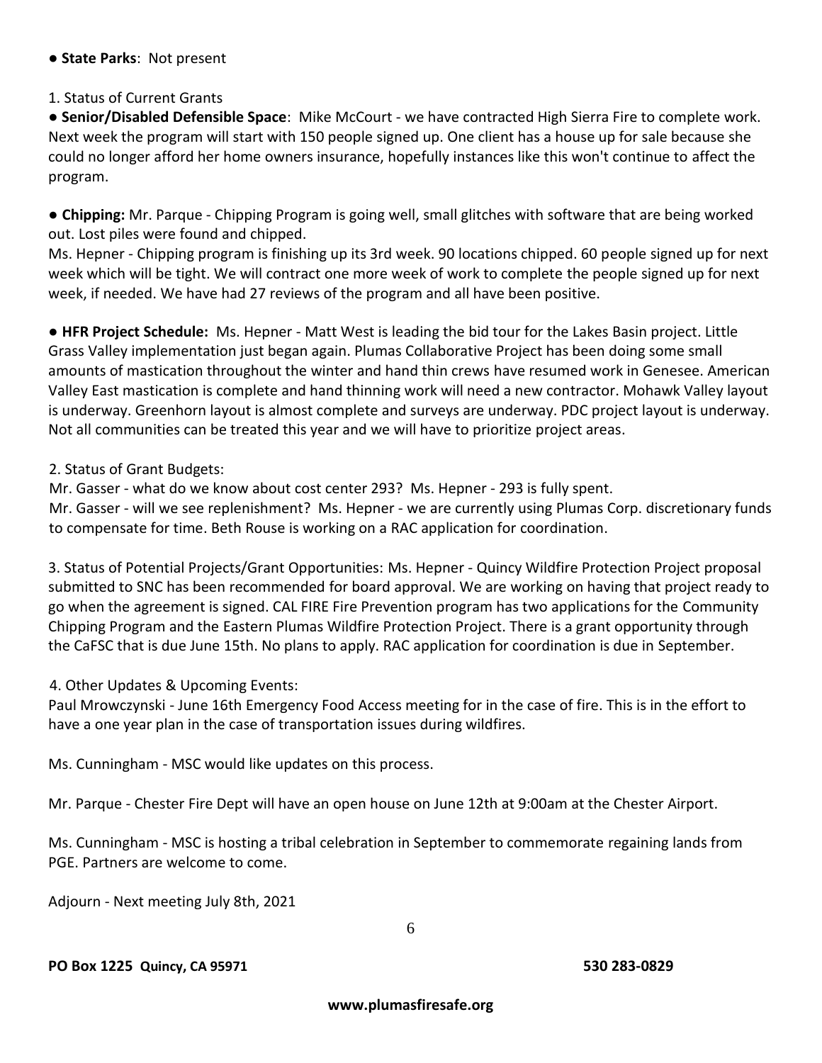● **State Parks**: Not present

1. Status of Current Grants

● **Senior/Disabled Defensible Space**: Mike McCourt - we have contracted High Sierra Fire to complete work. Next week the program will start with 150 people signed up. One client has a house up for sale because she could no longer afford her home owners insurance, hopefully instances like this won't continue to affect the program.

● **Chipping:** Mr. Parque - Chipping Program is going well, small glitches with software that are being worked out. Lost piles were found and chipped.

Ms. Hepner - Chipping program is finishing up its 3rd week. 90 locations chipped. 60 people signed up for next week which will be tight. We will contract one more week of work to complete the people signed up for next week, if needed. We have had 27 reviews of the program and all have been positive.

● **HFR Project Schedule:** Ms. Hepner - Matt West is leading the bid tour for the Lakes Basin project. Little Grass Valley implementation just began again. Plumas Collaborative Project has been doing some small amounts of mastication throughout the winter and hand thin crews have resumed work in Genesee. American Valley East mastication is complete and hand thinning work will need a new contractor. Mohawk Valley layout is underway. Greenhorn layout is almost complete and surveys are underway. PDC project layout is underway. Not all communities can be treated this year and we will have to prioritize project areas.

2. Status of Grant Budgets:

Mr. Gasser - what do we know about cost center 293? Ms. Hepner - 293 is fully spent.

Mr. Gasser - will we see replenishment? Ms. Hepner - we are currently using Plumas Corp. discretionary funds to compensate for time. Beth Rouse is working on a RAC application for coordination.

3. Status of Potential Projects/Grant Opportunities: Ms. Hepner - Quincy Wildfire Protection Project proposal submitted to SNC has been recommended for board approval. We are working on having that project ready to go when the agreement is signed. CAL FIRE Fire Prevention program has two applications for the Community Chipping Program and the Eastern Plumas Wildfire Protection Project. There is a grant opportunity through the CaFSC that is due June 15th. No plans to apply. RAC application for coordination is due in September.

4. Other Updates & Upcoming Events:

Paul Mrowczynski - June 16th Emergency Food Access meeting for in the case of fire. This is in the effort to have a one year plan in the case of transportation issues during wildfires.

Ms. Cunningham - MSC would like updates on this process.

Mr. Parque - Chester Fire Dept will have an open house on June 12th at 9:00am at the Chester Airport.

Ms. Cunningham - MSC is hosting a tribal celebration in September to commemorate regaining lands from PGE. Partners are welcome to come.

Adjourn - Next meeting July 8th, 2021